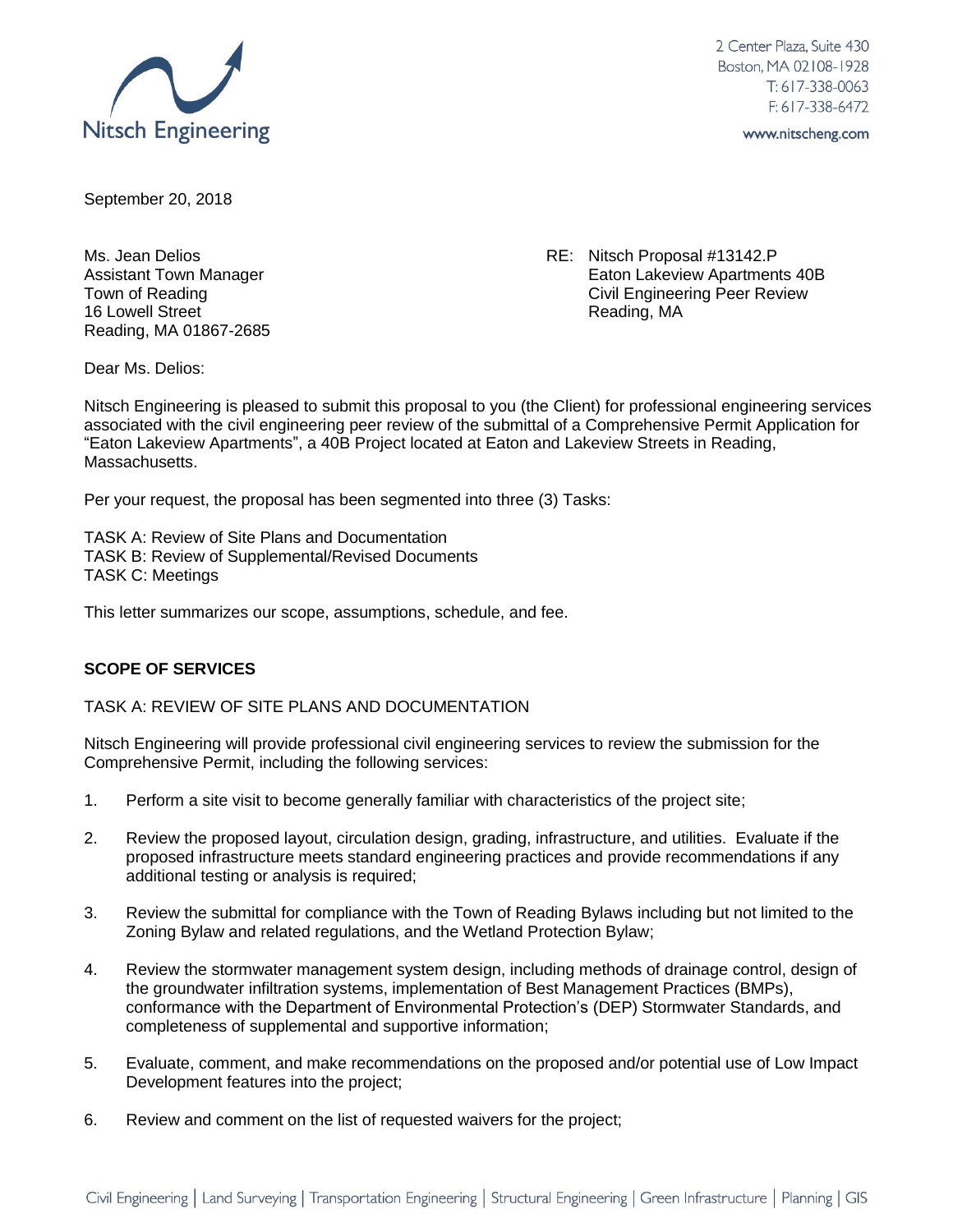Nitsch Engineering

2 Center Plaza, Suite 430
Boston, MA 02108-1928
T: 617-338-0063
F: 617-338-6472
www.nitscheng.com

September 20, 2018

Ms. Jean Delios
Assistant Town Manager
Town of Reading
16 Lowell Street
Reading, MA 01867-2685

RE: Nitsch Proposal #13142.P
Eaton Lakeview Apartments 40B
Civil Engineering Peer Review
Reading, MA

Dear Ms. Delios:

Nitsch Engineering is pleased to submit this proposal to you (the Client) for professional engineering services associated with the civil engineering peer review of the submittal of a Comprehensive Permit Application for "Eaton Lakeview Apartments", a 40B Project located at Eaton and Lakeview Streets in Reading, Massachusetts.

Per your request, the proposal has been segmented into three (3) Tasks:

TASK A: Review of Site Plans and Documentation
TASK B: Review of Supplemental/Revised Documents
TASK C: Meetings

This letter summarizes our scope, assumptions, schedule, and fee.

**SCOPE OF SERVICES**

TASK A: REVIEW OF SITE PLANS AND DOCUMENTATION

Nitsch Engineering will provide professional civil engineering services to review the submission for the Comprehensive Permit, including the following services:

1. Perform a site visit to become generally familiar with characteristics of the project site;

2. Review the proposed layout, circulation design, grading, infrastructure, and utilities. Evaluate if the proposed infrastructure meets standard engineering practices and provide recommendations if any additional testing or analysis is required;

3. Review the submittal for compliance with the Town of Reading Bylaws including but not limited to the Zoning Bylaw and related regulations, and the Wetland Protection Bylaw;

4. Review the stormwater management system design, including methods of drainage control, design of the groundwater infiltration systems, implementation of Best Management Practices (BMPs), conformance with the Department of Environmental Protection's (DEP) Stormwater Standards, and completeness of supplemental and supportive information;

5. Evaluate, comment, and make recommendations on the proposed and/or potential use of Low Impact Development features into the project;

6. Review and comment on the list of requested waivers for the project;

Civil Engineering | Land Surveying | Transportation Engineering | Structural Engineering | Green Infrastructure | Planning | GIS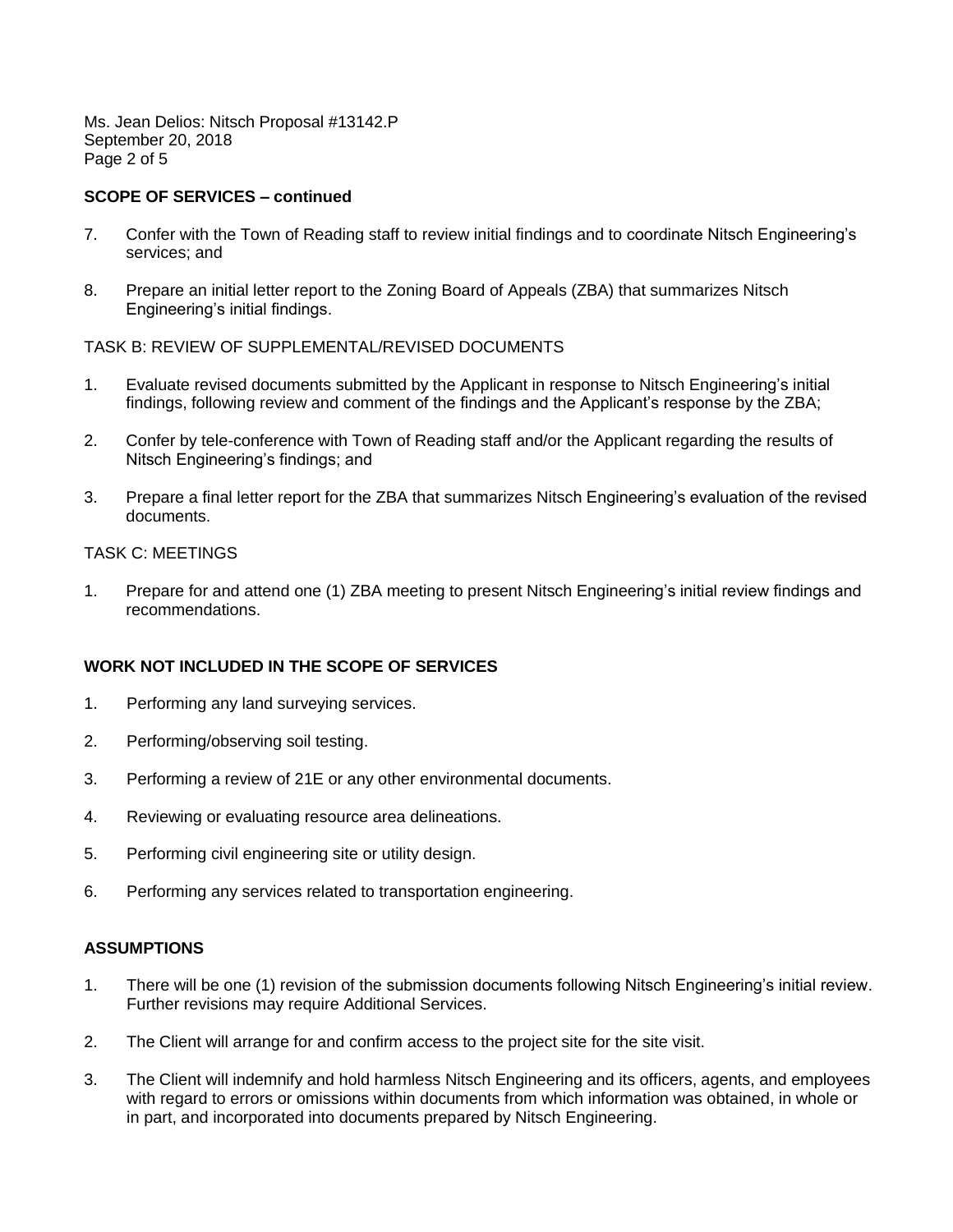**SCOPE OF SERVICES – continued**

7. Confer with the Town of Reading staff to review initial findings and to coordinate Nitsch Engineering's services; and

8. Prepare an initial letter report to the Zoning Board of Appeals (ZBA) that summarizes Nitsch Engineering's initial findings.

TASK B: REVIEW OF SUPPLEMENTAL/REVISED DOCUMENTS

1. Evaluate revised documents submitted by the Applicant in response to Nitsch Engineering's initial findings, following review and comment of the findings and the Applicant's response by the ZBA;

2. Confer by tele-conference with Town of Reading staff and/or the Applicant regarding the results of Nitsch Engineering's findings; and

3. Prepare a final letter report for the ZBA that summarizes Nitsch Engineering's evaluation of the revised documents.

TASK C: MEETINGS

1. Prepare for and attend one (1) ZBA meeting to present Nitsch Engineering's initial review findings and recommendations.

**WORK NOT INCLUDED IN THE SCOPE OF SERVICES**

1. Performing any land surveying services.

2. Performing/observing soil testing.

3. Performing a review of 21E or any other environmental documents.

4. Reviewing or evaluating resource area delineations.

5. Performing civil engineering site or utility design.

6. Performing any services related to transportation engineering.

**ASSUMPTIONS**

1. There will be one (1) revision of the submission documents following Nitsch Engineering's initial review. Further revisions may require Additional Services.

2. The Client will arrange for and confirm access to the project site for the site visit.

3. The Client will indemnify and hold harmless Nitsch Engineering and its officers, agents, and employees with regard to errors or omissions within documents from which information was obtained, in whole or in part, and incorporated into documents prepared by Nitsch Engineering.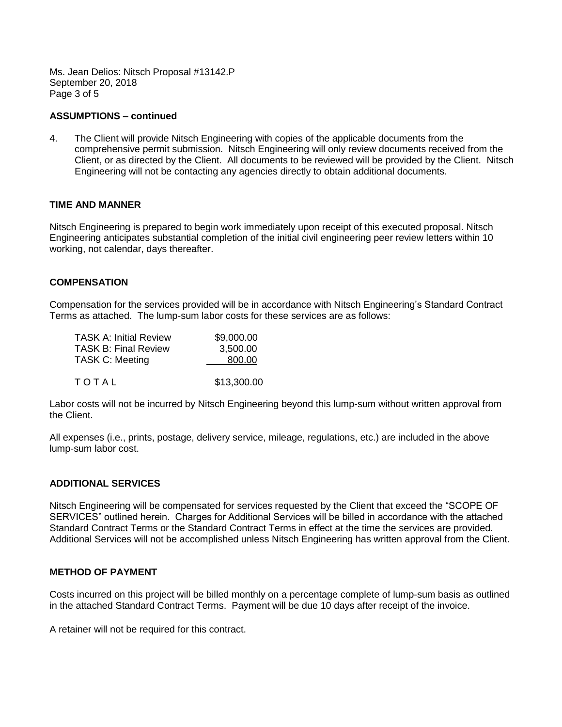**ASSUMPTIONS – continued**

4. The Client will provide Nitsch Engineering with copies of the applicable documents from the comprehensive permit submission. Nitsch Engineering will only review documents received from the Client, or as directed by the Client. All documents to be reviewed will be provided by the Client. Nitsch Engineering will not be contacting any agencies directly to obtain additional documents.

**TIME AND MANNER**

Nitsch Engineering is prepared to begin work immediately upon receipt of this executed proposal. Nitsch Engineering anticipates substantial completion of the initial civil engineering peer review letters within 10 working, not calendar, days thereafter.

**COMPENSATION**

Compensation for the services provided will be in accordance with Nitsch Engineering's Standard Contract Terms as attached. The lump-sum labor costs for these services are as follows:

| | |
|---|---|
| TASK A: Initial Review | $9,000.00 |
| TASK B: Final Review | 3,500.00 |
| TASK C: Meeting | 800.00 |
| TOTAL | $13,300.00 |

Labor costs will not be incurred by Nitsch Engineering beyond this lump-sum without written approval from the Client.

All expenses (i.e., prints, postage, delivery service, mileage, regulations, etc.) are included in the above lump-sum labor cost.

**ADDITIONAL SERVICES**

Nitsch Engineering will be compensated for services requested by the Client that exceed the "SCOPE OF SERVICES" outlined herein. Charges for Additional Services will be billed in accordance with the attached Standard Contract Terms or the Standard Contract Terms in effect at the time the services are provided. Additional Services will not be accomplished unless Nitsch Engineering has written approval from the Client.

**METHOD OF PAYMENT**

Costs incurred on this project will be billed monthly on a percentage complete of lump-sum basis as outlined in the attached Standard Contract Terms. Payment will be due 10 days after receipt of the invoice.

A retainer will not be required for this contract.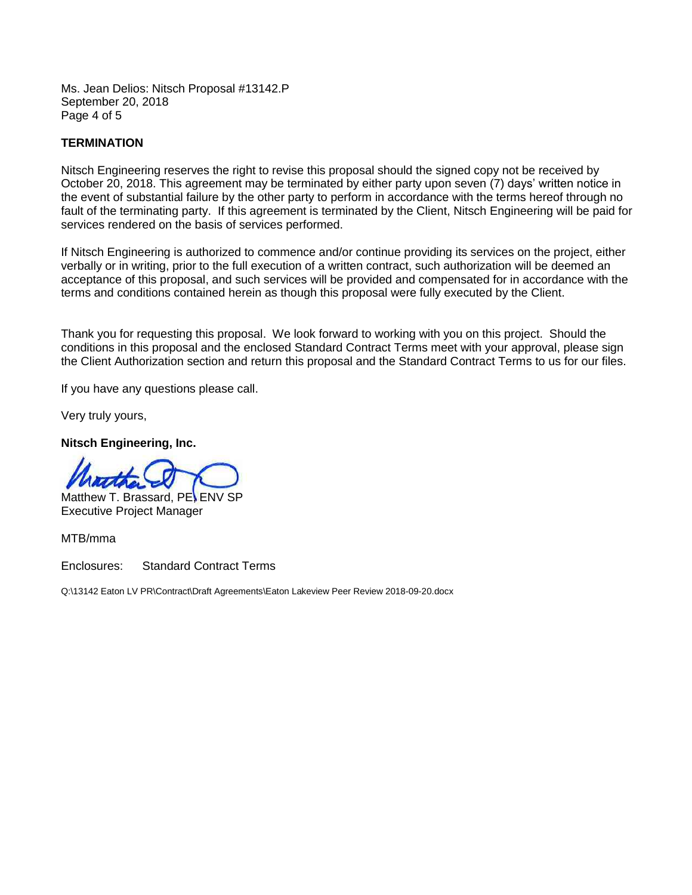Ms. Jean Delios: Nitsch Proposal #13142.P
September 20, 2018

**TERMINATION**

Nitsch Engineering reserves the right to revise this proposal should the signed copy not be received by October 20, 2018. This agreement may be terminated by either party upon seven (7) days' written notice in the event of substantial failure by the other party to perform in accordance with the terms hereof through no fault of the terminating party. If this agreement is terminated by the Client, Nitsch Engineering will be paid for services rendered on the basis of services performed.

If Nitsch Engineering is authorized to commence and/or continue providing its services on the project, either verbally or in writing, prior to the full execution of a written contract, such authorization will be deemed an acceptance of this proposal, and such services will be provided and compensated for in accordance with the terms and conditions contained herein as though this proposal were fully executed by the Client.

Thank you for requesting this proposal. We look forward to working with you on this project. Should the conditions in this proposal and the enclosed Standard Contract Terms meet with your approval, please sign the Client Authorization section and return this proposal and the Standard Contract Terms to us for our files.

If you have any questions please call.

Very truly yours,

**Nitsch Engineering, Inc.**

Matthew T. Brassard, PE, ENV SP
Executive Project Manager

MTB/mma

Enclosures: Standard Contract Terms

Q:\13142 Eaton LV PR\Contract\Draft Agreements\Eaton Lakeview Peer Review 2018-09-20.docx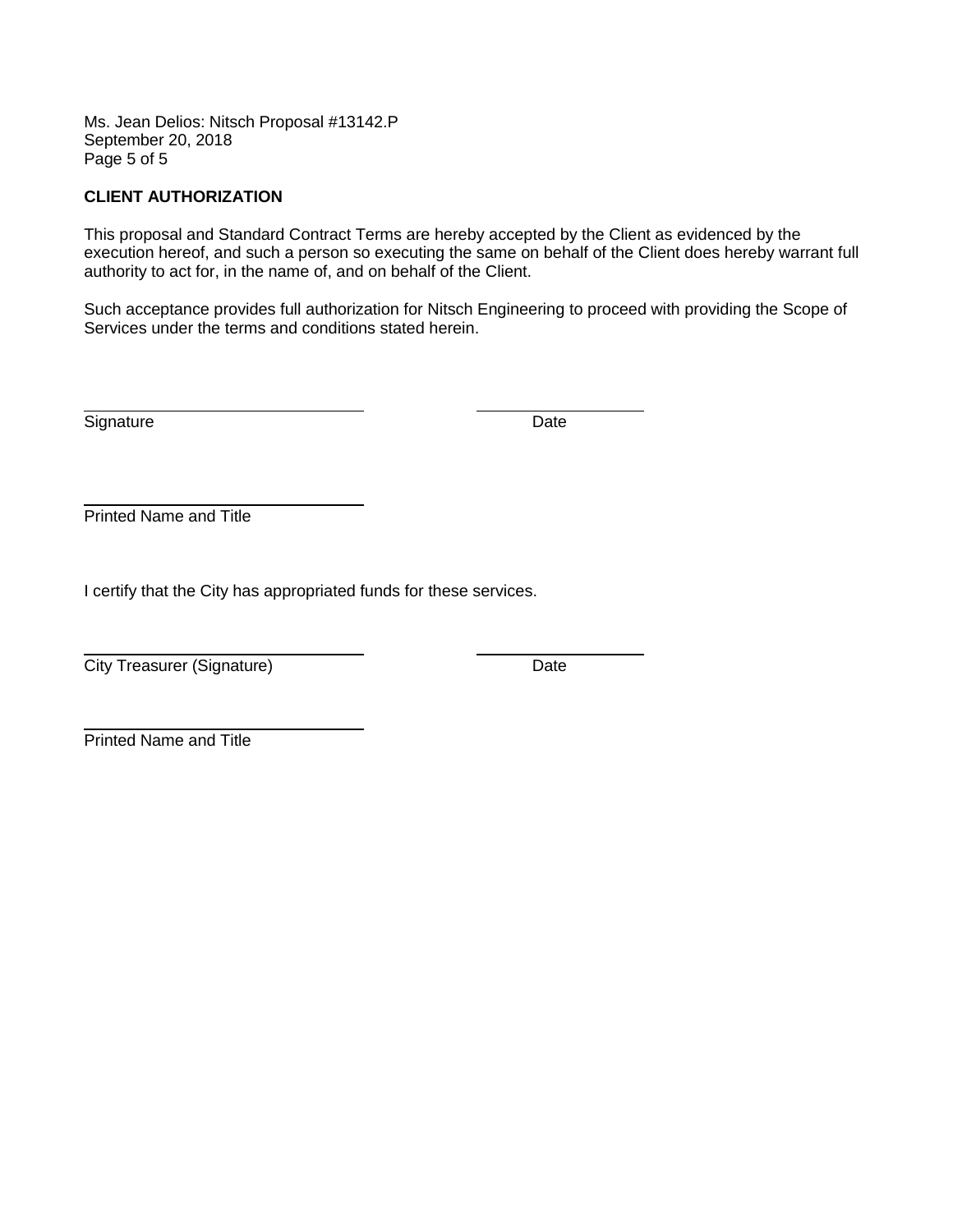## CLIENT AUTHORIZATION

This proposal and Standard Contract Terms are hereby accepted by the Client as evidenced by the execution hereof, and such a person so executing the same on behalf of the Client does hereby warrant full authority to act for, in the name of, and on behalf of the Client.

Such acceptance provides full authorization for Nitsch Engineering to proceed with providing the Scope of Services under the terms and conditions stated herein.

\_\_\_\_\_\_\_\_\_\_\_\_\_\_\_\_\_\_\_\_\_\_\_\_\_\_\_\_\_\_ \_\_\_\_\_\_\_\_\_\_\_\_\_\_\_\_\_\_\_\_

Signature Date

\_\_\_\_\_\_\_\_\_\_\_\_\_\_\_\_\_\_\_\_\_\_\_\_\_\_\_\_\_\_

Printed Name and Title

I certify that the City has appropriated funds for these services.

\_\_\_\_\_\_\_\_\_\_\_\_\_\_\_\_\_\_\_\_\_\_\_\_\_\_\_\_\_\_ \_\_\_\_\_\_\_\_\_\_\_\_\_\_\_\_\_\_\_\_

City Treasurer (Signature) Date

\_\_\_\_\_\_\_\_\_\_\_\_\_\_\_\_\_\_\_\_\_\_\_\_\_\_\_\_\_\_

Printed Name and Title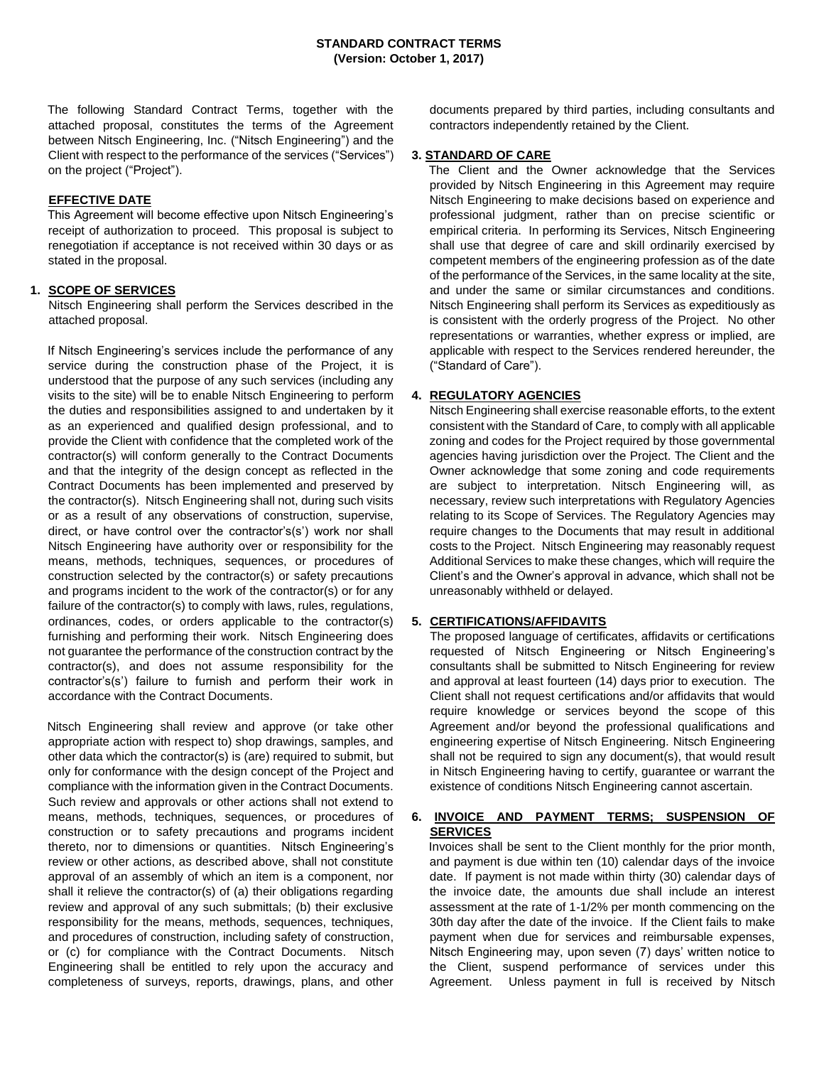**STANDARD CONTRACT TERMS**
**(Version: October 1, 2017)**

The following Standard Contract Terms, together with the attached proposal, constitutes the terms of the Agreement between Nitsch Engineering, Inc. ("Nitsch Engineering") and the Client with respect to the performance of the services ("Services") on the project ("Project").

**EFFECTIVE DATE**

This Agreement will become effective upon Nitsch Engineering's receipt of authorization to proceed. This proposal is subject to renegotiation if acceptance is not received within 30 days or as stated in the proposal.

**1. SCOPE OF SERVICES**

Nitsch Engineering shall perform the Services described in the attached proposal.

If Nitsch Engineering's services include the performance of any service during the construction phase of the Project, it is understood that the purpose of any such services (including any visits to the site) will be to enable Nitsch Engineering to perform the duties and responsibilities assigned to and undertaken by it as an experienced and qualified design professional, and to provide the Client with confidence that the completed work of the contractor(s) will conform generally to the Contract Documents and that the integrity of the design concept as reflected in the Contract Documents has been implemented and preserved by the contractor(s). Nitsch Engineering shall not, during such visits or as a result of any observations of construction, supervise, direct, or have control over the contractor's(s') work nor shall Nitsch Engineering have authority over or responsibility for the means, methods, techniques, sequences, or procedures of construction selected by the contractor(s) or safety precautions and programs incident to the work of the contractor(s) or for any failure of the contractor(s) to comply with laws, rules, regulations, ordinances, codes, or orders applicable to the contractor(s) furnishing and performing their work. Nitsch Engineering does not guarantee the performance of the construction contract by the contractor(s), and does not assume responsibility for the contractor's(s') failure to furnish and perform their work in accordance with the Contract Documents.

Nitsch Engineering shall review and approve (or take other appropriate action with respect to) shop drawings, samples, and other data which the contractor(s) is (are) required to submit, but only for conformance with the design concept of the Project and compliance with the information given in the Contract Documents. Such review and approvals or other actions shall not extend to means, methods, techniques, sequences, or procedures of construction or to safety precautions and programs incident thereto, nor to dimensions or quantities. Nitsch Engineering's review or other actions, as described above, shall not constitute approval of an assembly of which an item is a component, nor shall it relieve the contractor(s) of (a) their obligations regarding review and approval of any such submittals; (b) their exclusive responsibility for the means, methods, sequences, techniques, and procedures of construction, including safety of construction, or (c) for compliance with the Contract Documents. Nitsch Engineering shall be entitled to rely upon the accuracy and completeness of surveys, reports, drawings, plans, and other documents prepared by third parties, including consultants and contractors independently retained by the Client.

**3. STANDARD OF CARE**

The Client and the Owner acknowledge that the Services provided by Nitsch Engineering in this Agreement may require Nitsch Engineering to make decisions based on experience and professional judgment, rather than on precise scientific or empirical criteria. In performing its Services, Nitsch Engineering shall use that degree of care and skill ordinarily exercised by competent members of the engineering profession as of the date of the performance of the Services, in the same locality at the site, and under the same or similar circumstances and conditions. Nitsch Engineering shall perform its Services as expeditiously as is consistent with the orderly progress of the Project. No other representations or warranties, whether express or implied, are applicable with respect to the Services rendered hereunder, the ("Standard of Care").

**4. REGULATORY AGENCIES**

Nitsch Engineering shall exercise reasonable efforts, to the extent consistent with the Standard of Care, to comply with all applicable zoning and codes for the Project required by those governmental agencies having jurisdiction over the Project. The Client and the Owner acknowledge that some zoning and code requirements are subject to interpretation. Nitsch Engineering will, as necessary, review such interpretations with Regulatory Agencies relating to its Scope of Services. The Regulatory Agencies may require changes to the Documents that may result in additional costs to the Project. Nitsch Engineering may reasonably request Additional Services to make these changes, which will require the Client's and the Owner's approval in advance, which shall not be unreasonably withheld or delayed.

**5. CERTIFICATIONS/AFFIDAVITS**

The proposed language of certificates, affidavits or certifications requested of Nitsch Engineering or Nitsch Engineering's consultants shall be submitted to Nitsch Engineering for review and approval at least fourteen (14) days prior to execution. The Client shall not request certifications and/or affidavits that would require knowledge or services beyond the scope of this Agreement and/or beyond the professional qualifications and engineering expertise of Nitsch Engineering. Nitsch Engineering shall not be required to sign any document(s), that would result in Nitsch Engineering having to certify, guarantee or warrant the existence of conditions Nitsch Engineering cannot ascertain.

**6. INVOICE AND PAYMENT TERMS; SUSPENSION OF SERVICES**

Invoices shall be sent to the Client monthly for the prior month, and payment is due within ten (10) calendar days of the invoice date. If payment is not made within thirty (30) calendar days of the invoice date, the amounts due shall include an interest assessment at the rate of 1-1/2% per month commencing on the 30th day after the date of the invoice. If the Client fails to make payment when due for services and reimbursable expenses, Nitsch Engineering may, upon seven (7) days' written notice to the Client, suspend performance of services under this Agreement. Unless payment in full is received by Nitsch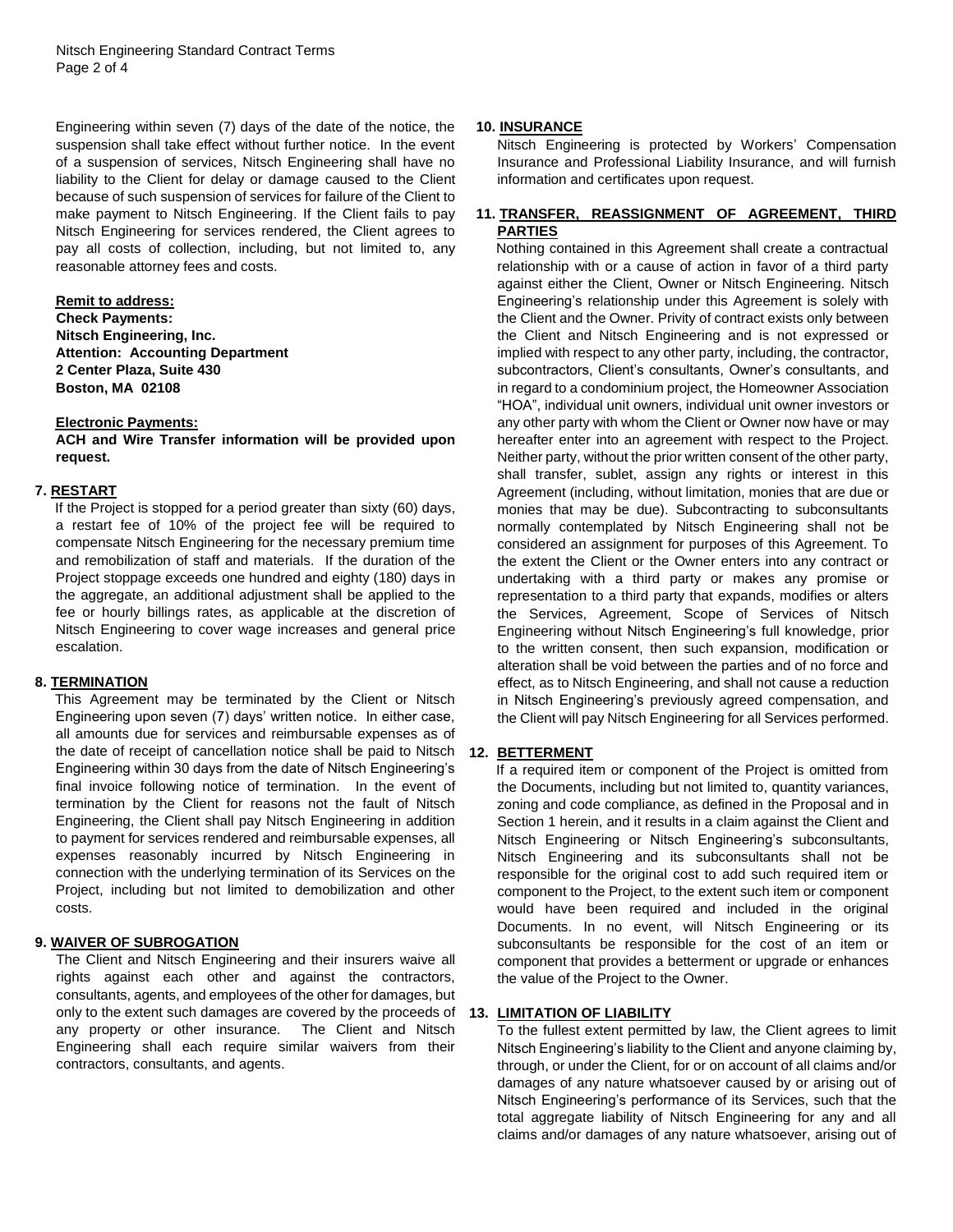Engineering within seven (7) days of the date of the notice, the suspension shall take effect without further notice. In the event of a suspension of services, Nitsch Engineering shall have no liability to the Client for delay or damage caused to the Client because of such suspension of services for failure of the Client to make payment to Nitsch Engineering. If the Client fails to pay Nitsch Engineering for services rendered, the Client agrees to pay all costs of collection, including, but not limited to, any reasonable attorney fees and costs.

**Remit to address:**

**Check Payments:**
**Nitsch Engineering, Inc.**
**Attention: Accounting Department**
**2 Center Plaza, Suite 430**
**Boston, MA 02108**

**Electronic Payments:**

**ACH and Wire Transfer information will be provided upon request.**

## 7. RESTART

If the Project is stopped for a period greater than sixty (60) days, a restart fee of 10% of the project fee will be required to compensate Nitsch Engineering for the necessary premium time and remobilization of staff and materials. If the duration of the Project stoppage exceeds one hundred and eighty (180) days in the aggregate, an additional adjustment shall be applied to the fee or hourly billings rates, as applicable at the discretion of Nitsch Engineering to cover wage increases and general price escalation.

## 8. TERMINATION

This Agreement may be terminated by the Client or Nitsch Engineering upon seven (7) days' written notice. In either case, all amounts due for services and reimbursable expenses as of the date of receipt of cancellation notice shall be paid to Nitsch Engineering within 30 days from the date of Nitsch Engineering's final invoice following notice of termination. In the event of termination by the Client for reasons not the fault of Nitsch Engineering, the Client shall pay Nitsch Engineering in addition to payment for services rendered and reimbursable expenses, all expenses reasonably incurred by Nitsch Engineering in connection with the underlying termination of its Services on the Project, including but not limited to demobilization and other costs.

## 9. WAIVER OF SUBROGATION

The Client and Nitsch Engineering and their insurers waive all rights against each other and against the contractors, consultants, agents, and employees of the other for damages, but only to the extent such damages are covered by the proceeds of any property or other insurance. The Client and Nitsch Engineering shall each require similar waivers from their contractors, consultants, and agents.

## 10. INSURANCE

Nitsch Engineering is protected by Workers' Compensation Insurance and Professional Liability Insurance, and will furnish information and certificates upon request.

## 11. TRANSFER, REASSIGNMENT OF AGREEMENT, THIRD PARTIES

Nothing contained in this Agreement shall create a contractual relationship with or a cause of action in favor of a third party against either the Client, Owner or Nitsch Engineering. Nitsch Engineering's relationship under this Agreement is solely with the Client and the Owner. Privity of contract exists only between the Client and Nitsch Engineering and is not expressed or implied with respect to any other party, including, the contractor, subcontractors, Client's consultants, Owner's consultants, and in regard to a condominium project, the Homeowner Association "HOA", individual unit owners, individual unit owner investors or any other party with whom the Client or Owner now have or may hereafter enter into an agreement with respect to the Project. Neither party, without the prior written consent of the other party, shall transfer, sublet, assign any rights or interest in this Agreement (including, without limitation, monies that are due or monies that may be due). Subcontracting to subconsultants normally contemplated by Nitsch Engineering shall not be considered an assignment for purposes of this Agreement. To the extent the Client or the Owner enters into any contract or undertaking with a third party or makes any promise or representation to a third party that expands, modifies or alters the Services, Agreement, Scope of Services of Nitsch Engineering without Nitsch Engineering's full knowledge, prior to the written consent, then such expansion, modification or alteration shall be void between the parties and of no force and effect, as to Nitsch Engineering, and shall not cause a reduction in Nitsch Engineering's previously agreed compensation, and the Client will pay Nitsch Engineering for all Services performed.

## 12. BETTERMENT

If a required item or component of the Project is omitted from the Documents, including but not limited to, quantity variances, zoning and code compliance, as defined in the Proposal and in Section 1 herein, and it results in a claim against the Client and Nitsch Engineering or Nitsch Engineering's subconsultants, Nitsch Engineering and its subconsultants shall not be responsible for the original cost to add such required item or component to the Project, to the extent such item or component would have been required and included in the original Documents. In no event, will Nitsch Engineering or its subconsultants be responsible for the cost of an item or component that provides a betterment or upgrade or enhances the value of the Project to the Owner.

## 13. LIMITATION OF LIABILITY

To the fullest extent permitted by law, the Client agrees to limit Nitsch Engineering's liability to the Client and anyone claiming by, through, or under the Client, for or on account of all claims and/or damages of any nature whatsoever caused by or arising out of Nitsch Engineering's performance of its Services, such that the total aggregate liability of Nitsch Engineering for any and all claims and/or damages of any nature whatsoever, arising out of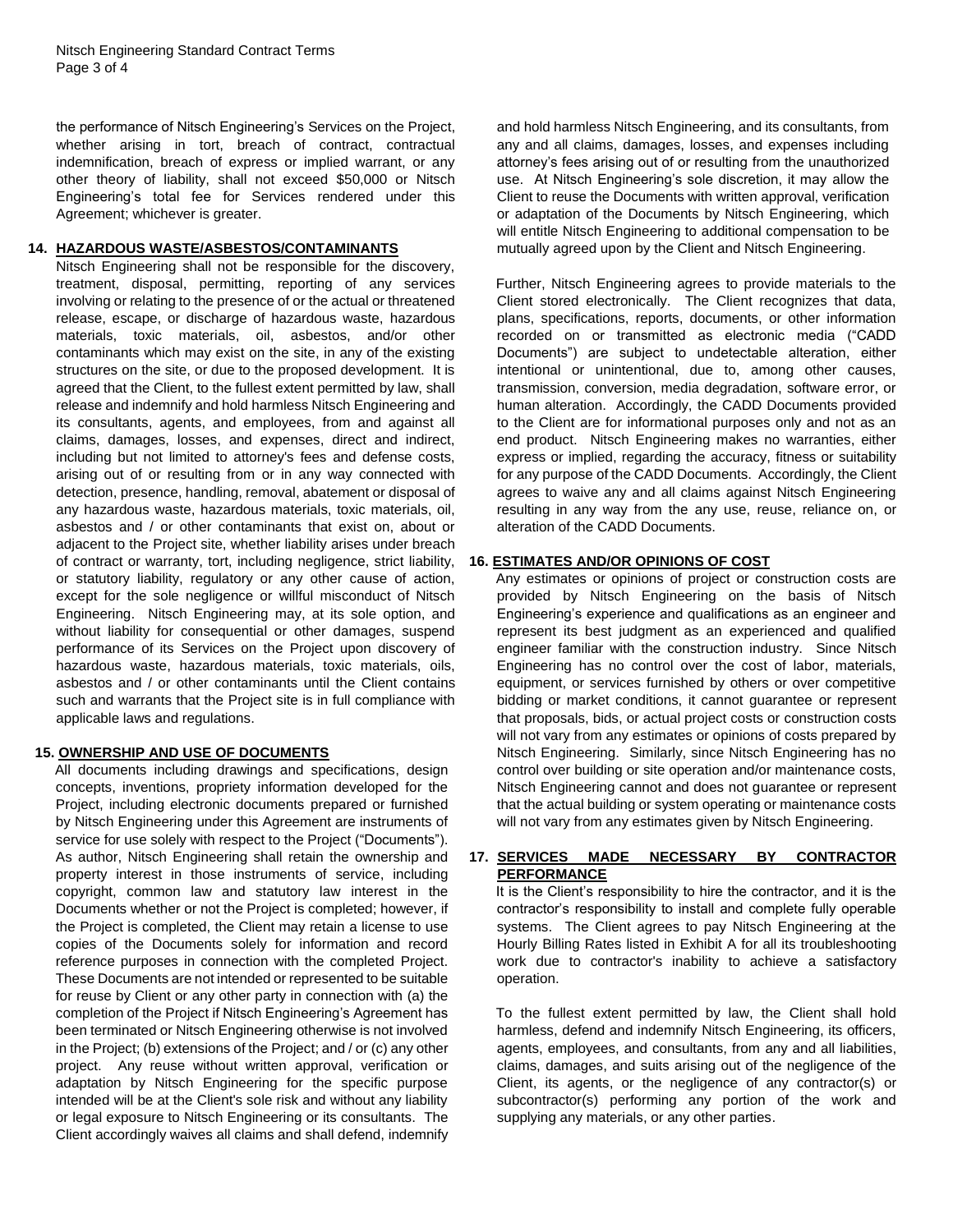the performance of Nitsch Engineering's Services on the Project, whether arising in tort, breach of contract, contractual indemnification, breach of express or implied warrant, or any other theory of liability, shall not exceed $50,000 or Nitsch Engineering's total fee for Services rendered under this Agreement; whichever is greater.

**14. HAZARDOUS WASTE/ASBESTOS/CONTAMINANTS**

Nitsch Engineering shall not be responsible for the discovery, treatment, disposal, permitting, reporting of any services involving or relating to the presence of or the actual or threatened release, escape, or discharge of hazardous waste, hazardous materials, toxic materials, oil, asbestos, and/or other contaminants which may exist on the site, in any of the existing structures on the site, or due to the proposed development. It is agreed that the Client, to the fullest extent permitted by law, shall release and indemnify and hold harmless Nitsch Engineering and its consultants, agents, and employees, from and against all claims, damages, losses, and expenses, direct and indirect, including but not limited to attorney's fees and defense costs, arising out of or resulting from or in any way connected with detection, presence, handling, removal, abatement or disposal of any hazardous waste, hazardous materials, toxic materials, oil, asbestos and / or other contaminants that exist on, about or adjacent to the Project site, whether liability arises under breach of contract or warranty, tort, including negligence, strict liability, or statutory liability, regulatory or any other cause of action, except for the sole negligence or willful misconduct of Nitsch Engineering. Nitsch Engineering may, at its sole option, and without liability for consequential or other damages, suspend performance of its Services on the Project upon discovery of hazardous waste, hazardous materials, toxic materials, oils, asbestos and / or other contaminants until the Client contains such and warrants that the Project site is in full compliance with applicable laws and regulations.

**15. OWNERSHIP AND USE OF DOCUMENTS**

All documents including drawings and specifications, design concepts, inventions, propriety information developed for the Project, including electronic documents prepared or furnished by Nitsch Engineering under this Agreement are instruments of service for use solely with respect to the Project ("Documents"). As author, Nitsch Engineering shall retain the ownership and property interest in those instruments of service, including copyright, common law and statutory law interest in the Documents whether or not the Project is completed; however, if the Project is completed, the Client may retain a license to use copies of the Documents solely for information and record reference purposes in connection with the completed Project. These Documents are not intended or represented to be suitable for reuse by Client or any other party in connection with (a) the completion of the Project if Nitsch Engineering's Agreement has been terminated or Nitsch Engineering otherwise is not involved in the Project; (b) extensions of the Project; and / or (c) any other project. Any reuse without written approval, verification or adaptation by Nitsch Engineering for the specific purpose intended will be at the Client's sole risk and without any liability or legal exposure to Nitsch Engineering or its consultants. The Client accordingly waives all claims and shall defend, indemnify and hold harmless Nitsch Engineering, and its consultants, from any and all claims, damages, losses, and expenses including attorney's fees arising out of or resulting from the unauthorized use. At Nitsch Engineering's sole discretion, it may allow the Client to reuse the Documents with written approval, verification or adaptation of the Documents by Nitsch Engineering, which will entitle Nitsch Engineering to additional compensation to be mutually agreed upon by the Client and Nitsch Engineering.

Further, Nitsch Engineering agrees to provide materials to the Client stored electronically. The Client recognizes that data, plans, specifications, reports, documents, or other information recorded on or transmitted as electronic media ("CADD Documents") are subject to undetectable alteration, either intentional or unintentional, due to, among other causes, transmission, conversion, media degradation, software error, or human alteration. Accordingly, the CADD Documents provided to the Client are for informational purposes only and not as an end product. Nitsch Engineering makes no warranties, either express or implied, regarding the accuracy, fitness or suitability for any purpose of the CADD Documents. Accordingly, the Client agrees to waive any and all claims against Nitsch Engineering resulting in any way from the any use, reuse, reliance on, or alteration of the CADD Documents.

**16. ESTIMATES AND/OR OPINIONS OF COST**

Any estimates or opinions of project or construction costs are provided by Nitsch Engineering on the basis of Nitsch Engineering's experience and qualifications as an engineer and represent its best judgment as an experienced and qualified engineer familiar with the construction industry. Since Nitsch Engineering has no control over the cost of labor, materials, equipment, or services furnished by others or over competitive bidding or market conditions, it cannot guarantee or represent that proposals, bids, or actual project costs or construction costs will not vary from any estimates or opinions of costs prepared by Nitsch Engineering. Similarly, since Nitsch Engineering has no control over building or site operation and/or maintenance costs, Nitsch Engineering cannot and does not guarantee or represent that the actual building or system operating or maintenance costs will not vary from any estimates given by Nitsch Engineering.

**17. SERVICES MADE NECESSARY BY CONTRACTOR PERFORMANCE**

It is the Client's responsibility to hire the contractor, and it is the contractor's responsibility to install and complete fully operable systems. The Client agrees to pay Nitsch Engineering at the Hourly Billing Rates listed in Exhibit A for all its troubleshooting work due to contractor's inability to achieve a satisfactory operation.

To the fullest extent permitted by law, the Client shall hold harmless, defend and indemnify Nitsch Engineering, its officers, agents, employees, and consultants, from any and all liabilities, claims, damages, and suits arising out of the negligence of the Client, its agents, or the negligence of any contractor(s) or subcontractor(s) performing any portion of the work and supplying any materials, or any other parties.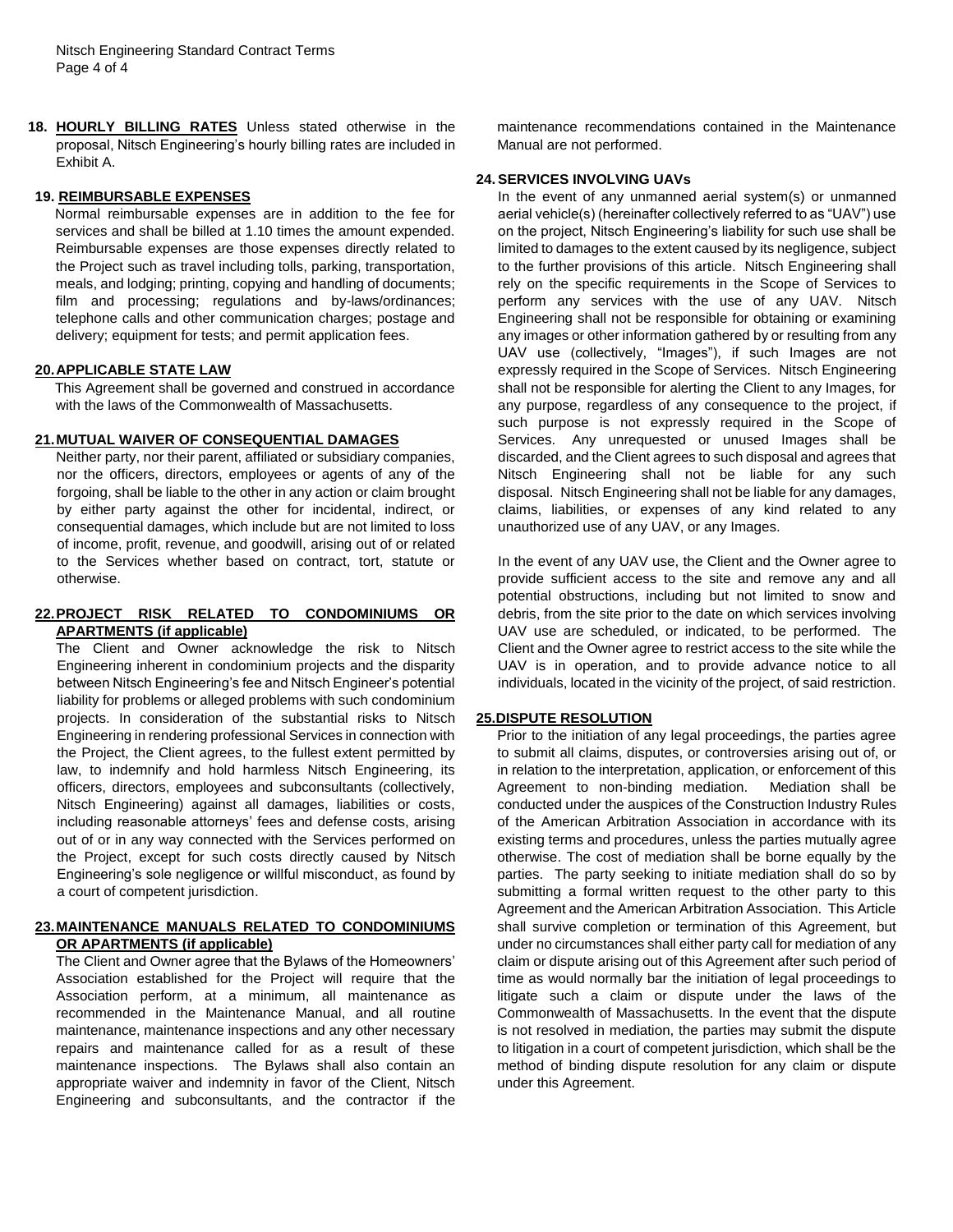**18. HOURLY BILLING RATES** Unless stated otherwise in the proposal, Nitsch Engineering's hourly billing rates are included in Exhibit A.

**19. REIMBURSABLE EXPENSES**

Normal reimbursable expenses are in addition to the fee for services and shall be billed at 1.10 times the amount expended. Reimbursable expenses are those expenses directly related to the Project such as travel including tolls, parking, transportation, meals, and lodging; printing, copying and handling of documents; film and processing; regulations and by-laws/ordinances; telephone calls and other communication charges; postage and delivery; equipment for tests; and permit application fees.

**20. APPLICABLE STATE LAW**

This Agreement shall be governed and construed in accordance with the laws of the Commonwealth of Massachusetts.

**21. MUTUAL WAIVER OF CONSEQUENTIAL DAMAGES**

Neither party, nor their parent, affiliated or subsidiary companies, nor the officers, directors, employees or agents of any of the forgoing, shall be liable to the other in any action or claim brought by either party against the other for incidental, indirect, or consequential damages, which include but are not limited to loss of income, profit, revenue, and goodwill, arising out of or related to the Services whether based on contract, tort, statute or otherwise.

**22. PROJECT RISK RELATED TO CONDOMINIUMS OR APARTMENTS (if applicable)**

The Client and Owner acknowledge the risk to Nitsch Engineering inherent in condominium projects and the disparity between Nitsch Engineering's fee and Nitsch Engineer's potential liability for problems or alleged problems with such condominium projects. In consideration of the substantial risks to Nitsch Engineering in rendering professional Services in connection with the Project, the Client agrees, to the fullest extent permitted by law, to indemnify and hold harmless Nitsch Engineering, its officers, directors, employees and subconsultants (collectively, Nitsch Engineering) against all damages, liabilities or costs, including reasonable attorneys' fees and defense costs, arising out of or in any way connected with the Services performed on the Project, except for such costs directly caused by Nitsch Engineering's sole negligence or willful misconduct, as found by a court of competent jurisdiction.

**23. MAINTENANCE MANUALS RELATED TO CONDOMINIUMS OR APARTMENTS (if applicable)**

The Client and Owner agree that the Bylaws of the Homeowners' Association established for the Project will require that the Association perform, at a minimum, all maintenance as recommended in the Maintenance Manual, and all routine maintenance, maintenance inspections and any other necessary repairs and maintenance called for as a result of these maintenance inspections. The Bylaws shall also contain an appropriate waiver and indemnity in favor of the Client, Nitsch Engineering and subconsultants, and the contractor if the maintenance recommendations contained in the Maintenance Manual are not performed.

**24. SERVICES INVOLVING UAVs**

In the event of any unmanned aerial system(s) or unmanned aerial vehicle(s) (hereinafter collectively referred to as "UAV") use on the project, Nitsch Engineering's liability for such use shall be limited to damages to the extent caused by its negligence, subject to the further provisions of this article. Nitsch Engineering shall rely on the specific requirements in the Scope of Services to perform any services with the use of any UAV. Nitsch Engineering shall not be responsible for obtaining or examining any images or other information gathered by or resulting from any UAV use (collectively, "Images"), if such Images are not expressly required in the Scope of Services. Nitsch Engineering shall not be responsible for alerting the Client to any Images, for any purpose, regardless of any consequence to the project, if such purpose is not expressly required in the Scope of Services. Any unrequested or unused Images shall be discarded, and the Client agrees to such disposal and agrees that Nitsch Engineering shall not be liable for any such disposal. Nitsch Engineering shall not be liable for any damages, claims, liabilities, or expenses of any kind related to any unauthorized use of any UAV, or any Images.

In the event of any UAV use, the Client and the Owner agree to provide sufficient access to the site and remove any and all potential obstructions, including but not limited to snow and debris, from the site prior to the date on which services involving UAV use are scheduled, or indicated, to be performed. The Client and the Owner agree to restrict access to the site while the UAV is in operation, and to provide advance notice to all individuals, located in the vicinity of the project, of said restriction.

**25. DISPUTE RESOLUTION**

Prior to the initiation of any legal proceedings, the parties agree to submit all claims, disputes, or controversies arising out of, or in relation to the interpretation, application, or enforcement of this Agreement to non-binding mediation. Mediation shall be conducted under the auspices of the Construction Industry Rules of the American Arbitration Association in accordance with its existing terms and procedures, unless the parties mutually agree otherwise. The cost of mediation shall be borne equally by the parties. The party seeking to initiate mediation shall do so by submitting a formal written request to the other party to this Agreement and the American Arbitration Association. This Article shall survive completion or termination of this Agreement, but under no circumstances shall either party call for mediation of any claim or dispute arising out of this Agreement after such period of time as would normally bar the initiation of legal proceedings to litigate such a claim or dispute under the laws of the Commonwealth of Massachusetts. In the event that the dispute is not resolved in mediation, the parties may submit the dispute to litigation in a court of competent jurisdiction, which shall be the method of binding dispute resolution for any claim or dispute under this Agreement.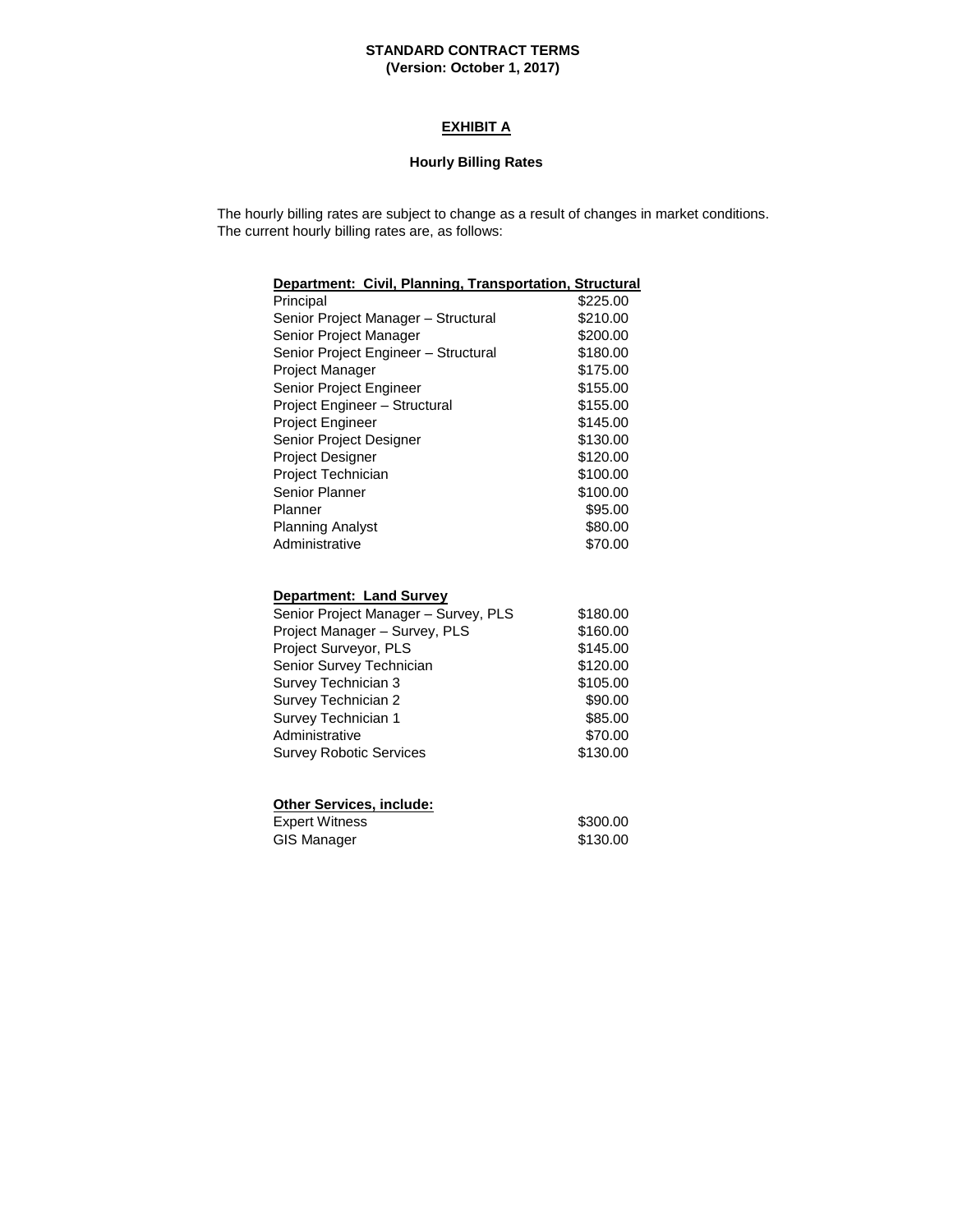**STANDARD CONTRACT TERMS**
**(Version: October 1, 2017)**

## EXHIBIT A

### Hourly Billing Rates

The hourly billing rates are subject to change as a result of changes in market conditions. The current hourly billing rates are, as follows:

| **Department: Civil, Planning, Transportation, Structural** | |
|---|---|
| Principal | $225.00 |
| Senior Project Manager – Structural | $210.00 |
| Senior Project Manager | $200.00 |
| Senior Project Engineer – Structural | $180.00 |
| Project Manager | $175.00 |
| Senior Project Engineer | $155.00 |
| Project Engineer – Structural | $155.00 |
| Project Engineer | $145.00 |
| Senior Project Designer | $130.00 |
| Project Designer | $120.00 |
| Project Technician | $100.00 |
| Senior Planner | $100.00 |
| Planner | $95.00 |
| Planning Analyst | $80.00 |
| Administrative | $70.00 |

| **Department: Land Survey** | |
|---|---|
| Senior Project Manager – Survey, PLS | $180.00 |
| Project Manager – Survey, PLS | $160.00 |
| Project Surveyor, PLS | $145.00 |
| Senior Survey Technician | $120.00 |
| Survey Technician 3 | $105.00 |
| Survey Technician 2 | $90.00 |
| Survey Technician 1 | $85.00 |
| Administrative | $70.00 |
| Survey Robotic Services | $130.00 |

| **Other Services, include:** | |
|---|---|
| Expert Witness | $300.00 |
| GIS Manager | $130.00 |